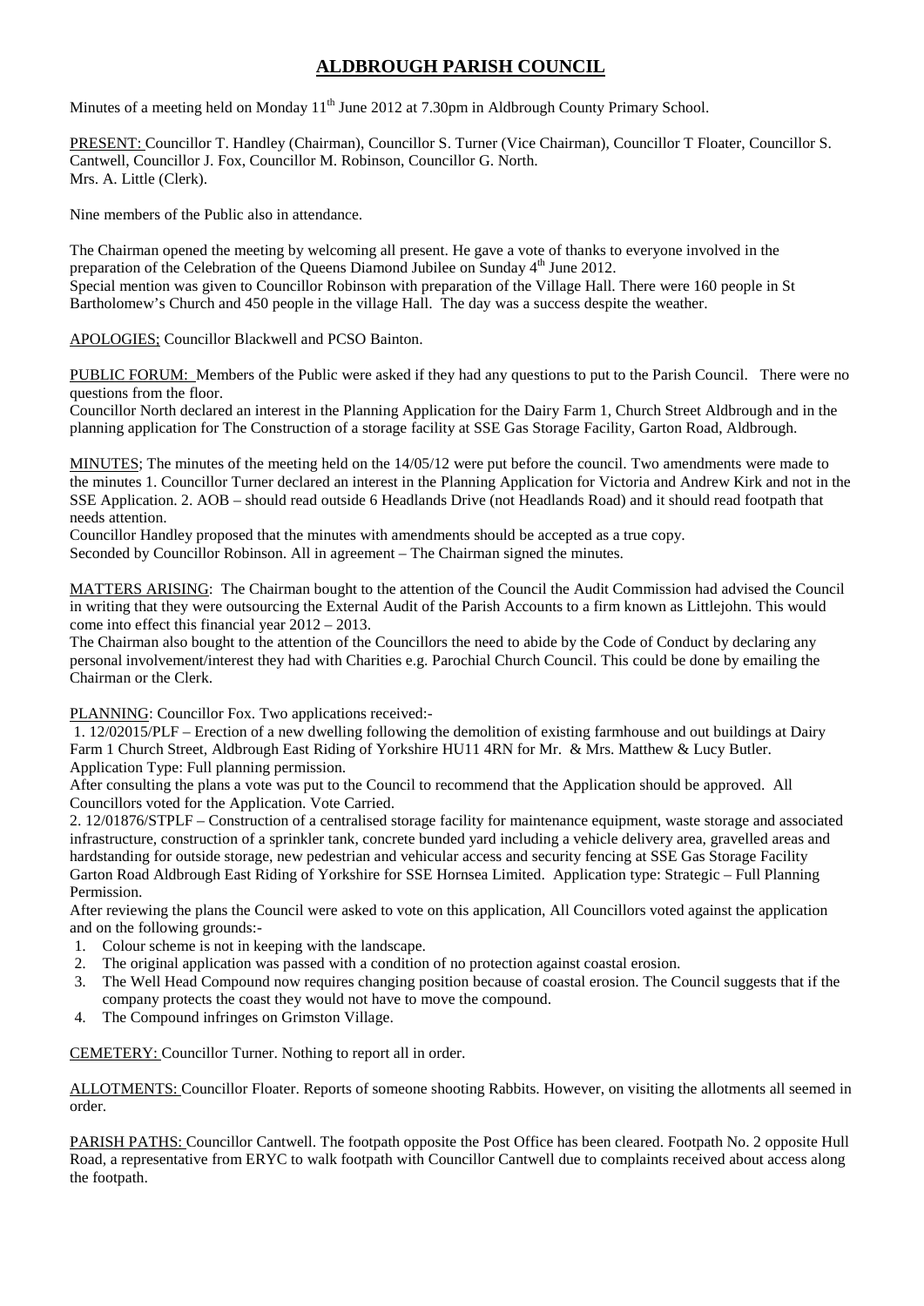# ALDBROUGH PARISH COUNCIL

Minutes of a meeting held on Monday 11th June 2012 at 7.30pm in Aldbrough County Primary School.

PRESENT: Councillor T. Handley (Chairman), Councillor S. Turner (Vice Chairman), Councillor T Floater, Councillor S. Cantwell, Councillor J. Fox, Councillor M. Robinson, Councillor G. North.
Mrs. A. Little (Clerk).

Nine members of the Public also in attendance.

The Chairman opened the meeting by welcoming all present. He gave a vote of thanks to everyone involved in the preparation of the Celebration of the Queens Diamond Jubilee on Sunday 4th June 2012.
Special mention was given to Councillor Robinson with preparation of the Village Hall. There were 160 people in St Bartholomew's Church and 450 people in the village Hall. The day was a success despite the weather.

APOLOGIES; Councillor Blackwell and PCSO Bainton.

PUBLIC FORUM: Members of the Public were asked if they had any questions to put to the Parish Council. There were no questions from the floor.
Councillor North declared an interest in the Planning Application for the Dairy Farm 1, Church Street Aldbrough and in the planning application for The Construction of a storage facility at SSE Gas Storage Facility, Garton Road, Aldbrough.

MINUTES; The minutes of the meeting held on the 14/05/12 were put before the council. Two amendments were made to the minutes 1. Councillor Turner declared an interest in the Planning Application for Victoria and Andrew Kirk and not in the SSE Application. 2. AOB – should read outside 6 Headlands Drive (not Headlands Road) and it should read footpath that needs attention.
Councillor Handley proposed that the minutes with amendments should be accepted as a true copy.
Seconded by Councillor Robinson. All in agreement – The Chairman signed the minutes.

MATTERS ARISING: The Chairman bought to the attention of the Council the Audit Commission had advised the Council in writing that they were outsourcing the External Audit of the Parish Accounts to a firm known as Littlejohn. This would come into effect this financial year 2012 – 2013.
The Chairman also bought to the attention of the Councillors the need to abide by the Code of Conduct by declaring any personal involvement/interest they had with Charities e.g. Parochial Church Council. This could be done by emailing the Chairman or the Clerk.

PLANNING: Councillor Fox. Two applications received:-

1. 12/02015/PLF – Erection of a new dwelling following the demolition of existing farmhouse and out buildings at Dairy Farm 1 Church Street, Aldbrough East Riding of Yorkshire HU11 4RN for Mr. & Mrs. Matthew & Lucy Butler. Application Type: Full planning permission.
After consulting the plans a vote was put to the Council to recommend that the Application should be approved. All Councillors voted for the Application. Vote Carried.
2. 12/01876/STPLF – Construction of a centralised storage facility for maintenance equipment, waste storage and associated infrastructure, construction of a sprinkler tank, concrete bunded yard including a vehicle delivery area, gravelled areas and hardstanding for outside storage, new pedestrian and vehicular access and security fencing at SSE Gas Storage Facility Garton Road Aldbrough East Riding of Yorkshire for SSE Hornsea Limited. Application type: Strategic – Full Planning Permission.
After reviewing the plans the Council were asked to vote on this application, All Councillors voted against the application and on the following grounds:-
    1. Colour scheme is not in keeping with the landscape.
    2. The original application was passed with a condition of no protection against coastal erosion.
    3. The Well Head Compound now requires changing position because of coastal erosion. The Council suggests that if the company protects the coast they would not have to move the compound.
    4. The Compound infringes on Grimston Village.

CEMETERY: Councillor Turner. Nothing to report all in order.

ALLOTMENTS: Councillor Floater. Reports of someone shooting Rabbits. However, on visiting the allotments all seemed in order.

PARISH PATHS: Councillor Cantwell. The footpath opposite the Post Office has been cleared. Footpath No. 2 opposite Hull Road, a representative from ERYC to walk footpath with Councillor Cantwell due to complaints received about access along the footpath.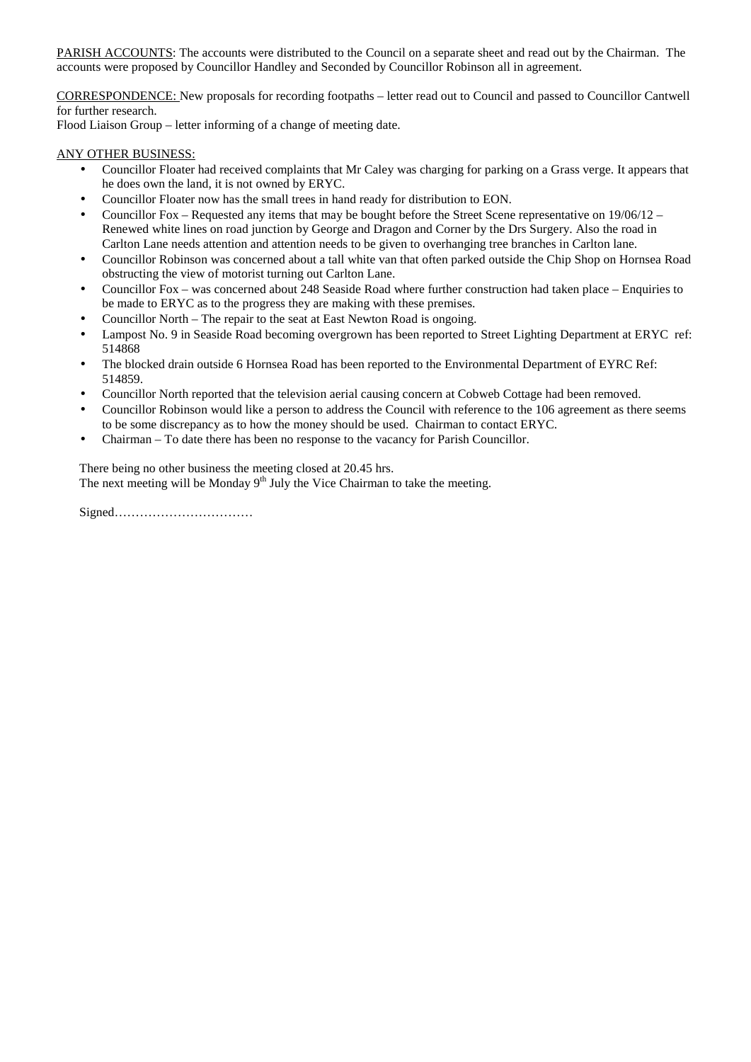PARISH ACCOUNTS: The accounts were distributed to the Council on a separate sheet and read out by the Chairman. The accounts were proposed by Councillor Handley and Seconded by Councillor Robinson all in agreement.

CORRESPONDENCE: New proposals for recording footpaths – letter read out to Council and passed to Councillor Cantwell for further research.
Flood Liaison Group – letter informing of a change of meeting date.

ANY OTHER BUSINESS:

- Councillor Floater had received complaints that Mr Caley was charging for parking on a Grass verge. It appears that he does own the land, it is not owned by ERYC.
- Councillor Floater now has the small trees in hand ready for distribution to EON.
- Councillor Fox – Requested any items that may be bought before the Street Scene representative on 19/06/12 – Renewed white lines on road junction by George and Dragon and Corner by the Drs Surgery. Also the road in Carlton Lane needs attention and attention needs to be given to overhanging tree branches in Carlton lane.
- Councillor Robinson was concerned about a tall white van that often parked outside the Chip Shop on Hornsea Road obstructing the view of motorist turning out Carlton Lane.
- Councillor Fox – was concerned about 248 Seaside Road where further construction had taken place – Enquiries to be made to ERYC as to the progress they are making with these premises.
- Councillor North – The repair to the seat at East Newton Road is ongoing.
- Lampost No. 9 in Seaside Road becoming overgrown has been reported to Street Lighting Department at ERYC ref: 514868
- The blocked drain outside 6 Hornsea Road has been reported to the Environmental Department of EYRC Ref: 514859.
- Councillor North reported that the television aerial causing concern at Cobweb Cottage had been removed.
- Councillor Robinson would like a person to address the Council with reference to the 106 agreement as there seems to be some discrepancy as to how the money should be used. Chairman to contact ERYC.
- Chairman – To date there has been no response to the vacancy for Parish Councillor.

There being no other business the meeting closed at 20.45 hrs.
The next meeting will be Monday 9th July the Vice Chairman to take the meeting.

Signed……………………………